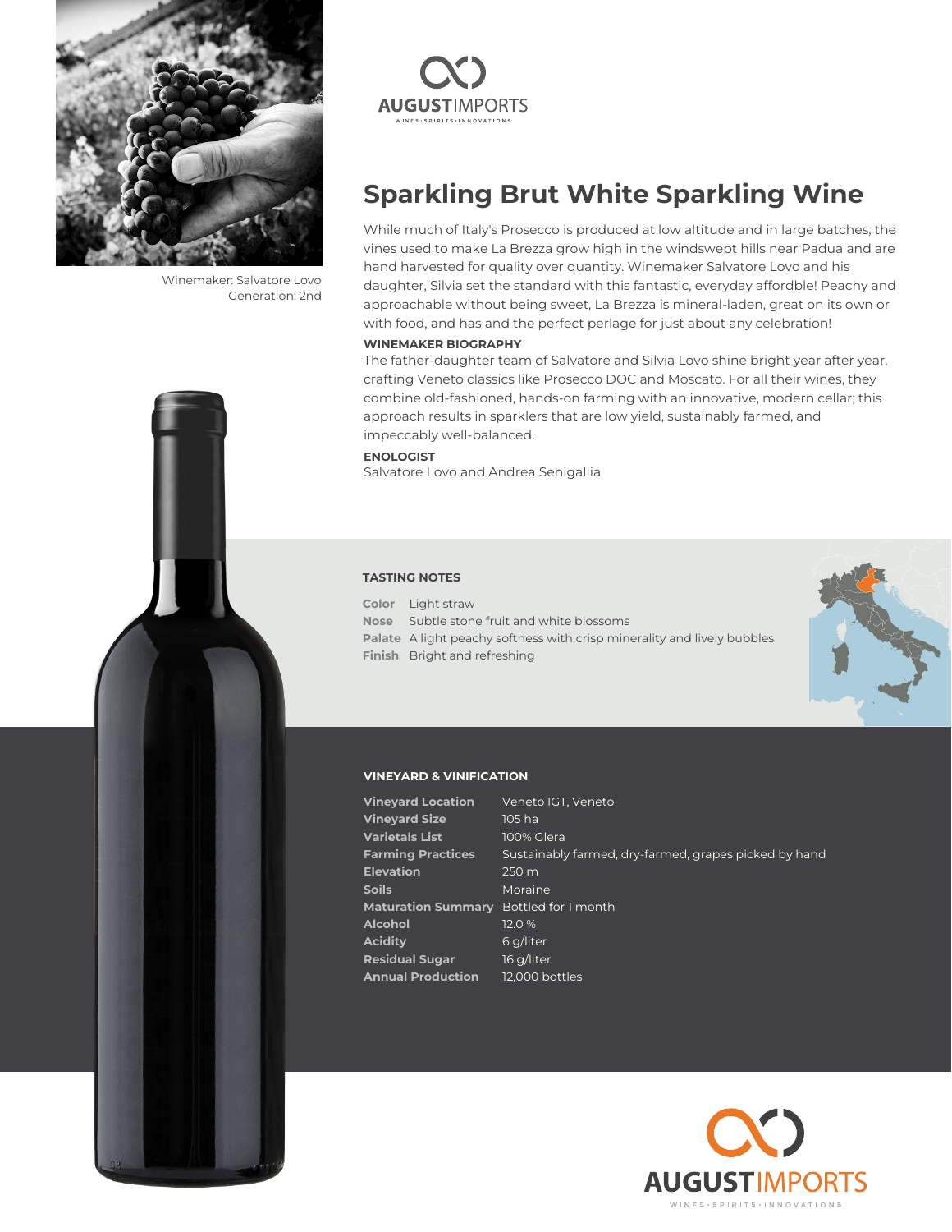Winemaker: Salvatore Lovo
Generation: 2nd

AUGUSTIMPORTS
WINES · SPIRITS · INNOVATIONS

# Sparkling Brut White Sparkling Wine

While much of Italy's Prosecco is produced at low altitude and in large batches, the vines used to make La Brezza grow high in the windswept hills near Padua and are hand harvested for quality over quantity. Winemaker Salvatore Lovo and his daughter, Silvia set the standard with this fantastic, everyday affordble! Peachy and approachable without being sweet, La Brezza is mineral-laden, great on its own or with food, and has and the perfect perlage for just about any celebration!

**WINEMAKER BIOGRAPHY**

The father-daughter team of Salvatore and Silvia Lovo shine bright year after year, crafting Veneto classics like Prosecco DOC and Moscato. For all their wines, they combine old-fashioned, hands-on farming with an innovative, modern cellar; this approach results in sparklers that are low yield, sustainably farmed, and impeccably well-balanced.

**ENOLOGIST**

Salvatore Lovo and Andrea Senigallia

## TASTING NOTES

| | |
|---|---|
| **Color** | Light straw |
| **Nose** | Subtle stone fruit and white blossoms |
| **Palate** | A light peachy softness with crisp minerality and lively bubbles |
| **Finish** | Bright and refreshing |

## VINEYARD & VINIFICATION

| | |
|---|---|
| **Vineyard Location** | Veneto IGT, Veneto |
| **Vineyard Size** | 105 ha |
| **Varietals List** | 100% Glera |
| **Farming Practices** | Sustainably farmed, dry-farmed, grapes picked by hand |
| **Elevation** | 250 m |
| **Soils** | Moraine |
| **Maturation Summary** | Bottled for 1 month |
| **Alcohol** | 12.0 % |
| **Acidity** | 6 g/liter |
| **Residual Sugar** | 16 g/liter |
| **Annual Production** | 12,000 bottles |

AUGUSTIMPORTS
WINES · SPIRITS · INNOVATIONS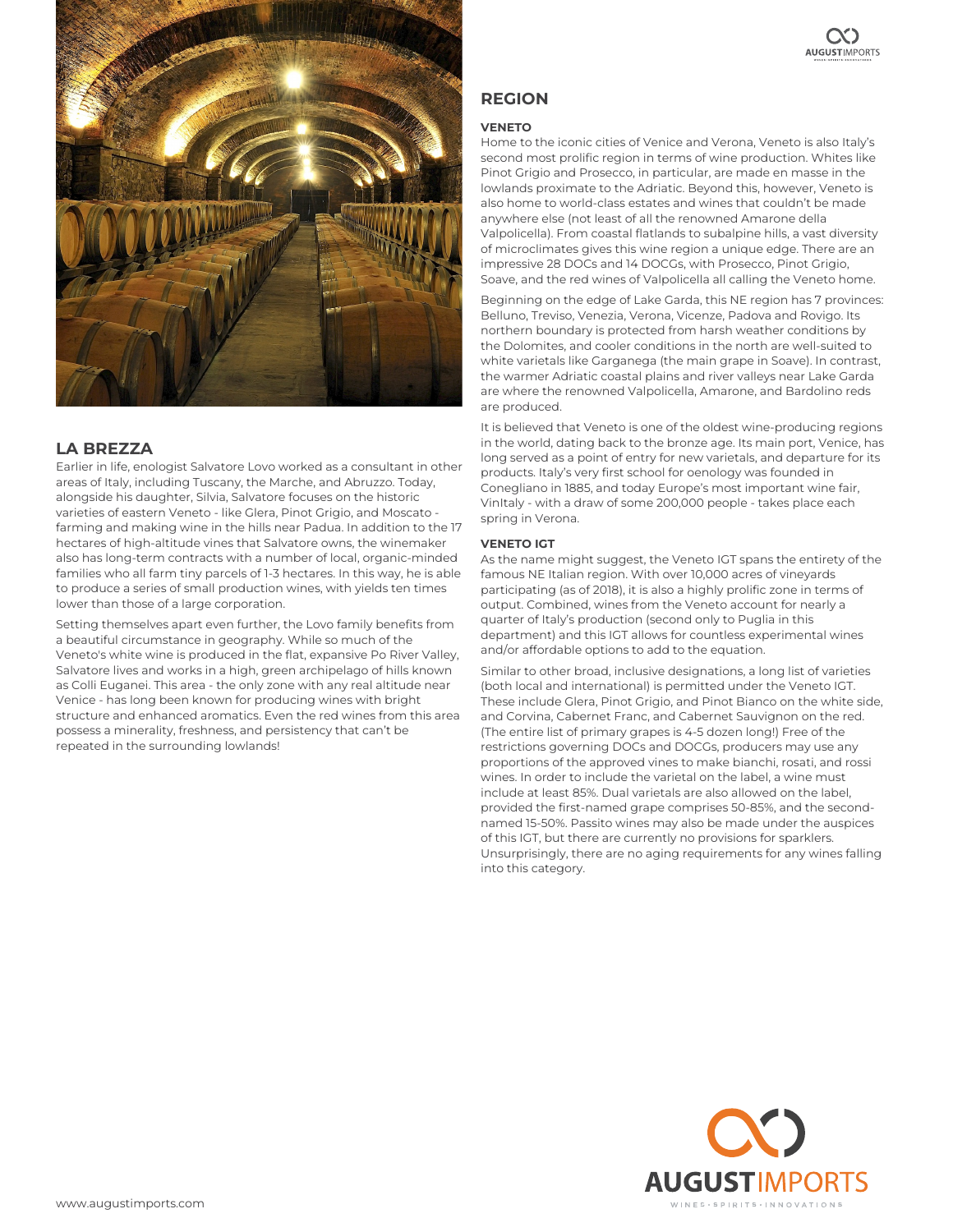## LA BREZZA

Earlier in life, enologist Salvatore Lovo worked as a consultant in other areas of Italy, including Tuscany, the Marche, and Abruzzo. Today, alongside his daughter, Silvia, Salvatore focuses on the historic varieties of eastern Veneto - like Glera, Pinot Grigio, and Moscato - farming and making wine in the hills near Padua. In addition to the 17 hectares of high-altitude vines that Salvatore owns, the winemaker also has long-term contracts with a number of local, organic-minded families who all farm tiny parcels of 1-3 hectares. In this way, he is able to produce a series of small production wines, with yields ten times lower than those of a large corporation.

Setting themselves apart even further, the Lovo family benefits from a beautiful circumstance in geography. While so much of the Veneto's white wine is produced in the flat, expansive Po River Valley, Salvatore lives and works in a high, green archipelago of hills known as Colli Euganei. This area - the only zone with any real altitude near Venice - has long been known for producing wines with bright structure and enhanced aromatics. Even the red wines from this area possess a minerality, freshness, and persistency that can't be repeated in the surrounding lowlands!

## REGION

### VENETO

Home to the iconic cities of Venice and Verona, Veneto is also Italy's second most prolific region in terms of wine production. Whites like Pinot Grigio and Prosecco, in particular, are made en masse in the lowlands proximate to the Adriatic. Beyond this, however, Veneto is also home to world-class estates and wines that couldn't be made anywhere else (not least of all the renowned Amarone della Valpolicella). From coastal flatlands to subalpine hills, a vast diversity of microclimates gives this wine region a unique edge. There are an impressive 28 DOCs and 14 DOCGs, with Prosecco, Pinot Grigio, Soave, and the red wines of Valpolicella all calling the Veneto home.

Beginning on the edge of Lake Garda, this NE region has 7 provinces: Belluno, Treviso, Venezia, Verona, Vicenze, Padova and Rovigo. Its northern boundary is protected from harsh weather conditions by the Dolomites, and cooler conditions in the north are well-suited to white varietals like Garganega (the main grape in Soave). In contrast, the warmer Adriatic coastal plains and river valleys near Lake Garda are where the renowned Valpolicella, Amarone, and Bardolino reds are produced.

It is believed that Veneto is one of the oldest wine-producing regions in the world, dating back to the bronze age. Its main port, Venice, has long served as a point of entry for new varietals, and departure for its products. Italy's very first school for oenology was founded in Conegliano in 1885, and today Europe's most important wine fair, VinItaly - with a draw of some 200,000 people - takes place each spring in Verona.

### VENETO IGT

As the name might suggest, the Veneto IGT spans the entirety of the famous NE Italian region. With over 10,000 acres of vineyards participating (as of 2018), it is also a highly prolific zone in terms of output. Combined, wines from the Veneto account for nearly a quarter of Italy's production (second only to Puglia in this department) and this IGT allows for countless experimental wines and/or affordable options to add to the equation.

Similar to other broad, inclusive designations, a long list of varieties (both local and international) is permitted under the Veneto IGT. These include Glera, Pinot Grigio, and Pinot Bianco on the white side, and Corvina, Cabernet Franc, and Cabernet Sauvignon on the red. (The entire list of primary grapes is 4-5 dozen long!) Free of the restrictions governing DOCs and DOCGs, producers may use any proportions of the approved vines to make bianchi, rosati, and rossi wines. In order to include the varietal on the label, a wine must include at least 85%. Dual varietals are also allowed on the label, provided the first-named grape comprises 50-85%, and the second-named 15-50%. Passito wines may also be made under the auspices of this IGT, but there are currently no provisions for sparklers. Unsurprisingly, there are no aging requirements for any wines falling into this category.